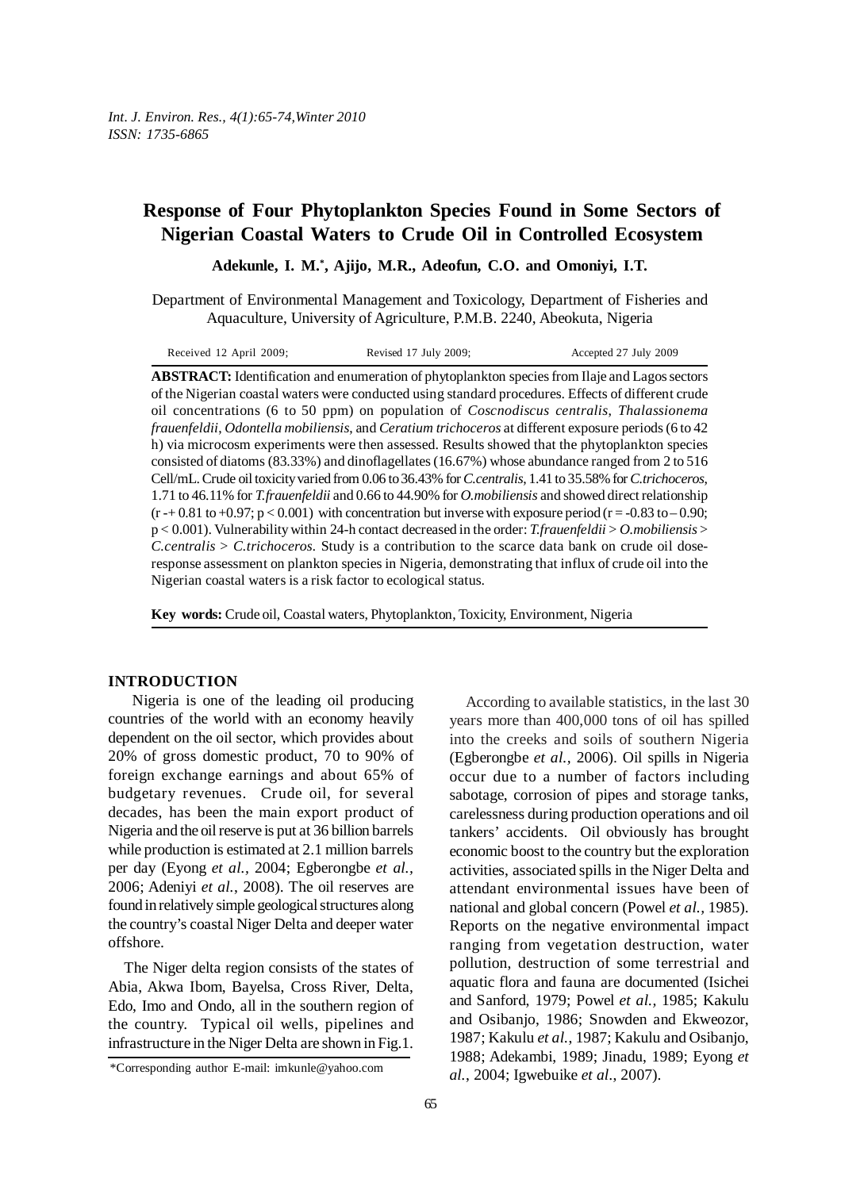# Response of Four Phytoplankton Species Found in Some Sectors of Nigerian Coastal Waters to Crude Oil in Controlled Ecosystem

**Adekunle, I. M.*, Ajijo, M.R., Adeofun, C.O. and Omoniyi, I.T.**

Department of Environmental Management and Toxicology, Department of Fisheries and Aquaculture, University of Agriculture, P.M.B. 2240, Abeokuta, Nigeria

Received 12 April 2009; Revised 17 July 2009; Accepted 27 July 2009

**ABSTRACT:** Identification and enumeration of phytoplankton species from Ilaje and Lagos sectors of the Nigerian coastal waters were conducted using standard procedures. Effects of different crude oil concentrations (6 to 50 ppm) on population of *Coscnodiscus centralis*, *Thalassionema frauenfeldii*, *Odontella mobiliensis*, and *Ceratium trichoceros* at different exposure periods (6 to 42 h) via microcosm experiments were then assessed. Results showed that the phytoplankton species consisted of diatoms (83.33%) and dinoflagellates (16.67%) whose abundance ranged from 2 to 516 Cell/mL. Crude oil toxicity varied from 0.06 to 36.43% for *C.centralis*, 1.41 to 35.58% for *C.trichoceros*, 1.71 to 46.11% for *T.frauenfeldii* and 0.66 to 44.90% for *O.mobiliensis* and showed direct relationship ($r$ -+ 0.81 to +0.97; $p < 0.001$) with concentration but inverse with exposure period ($r = -0.83$ to $-0.90$; $p < 0.001$). Vulnerability within 24-h contact decreased in the order: *T.frauenfeldii* > *O.mobiliensis* > *C.centralis* > *C.trichoceros*. Study is a contribution to the scarce data bank on crude oil dose-response assessment on plankton species in Nigeria, demonstrating that influx of crude oil into the Nigerian coastal waters is a risk factor to ecological status.

**Key words:** Crude oil, Coastal waters, Phytoplankton, Toxicity, Environment, Nigeria

## INTRODUCTION

Nigeria is one of the leading oil producing countries of the world with an economy heavily dependent on the oil sector, which provides about 20% of gross domestic product, 70 to 90% of foreign exchange earnings and about 65% of budgetary revenues. Crude oil, for several decades, has been the main export product of Nigeria and the oil reserve is put at 36 billion barrels while production is estimated at 2.1 million barrels per day (Eyong *et al.*, 2004; Egberongbe *et al.*, 2006; Adeniyi *et al.*, 2008). The oil reserves are found in relatively simple geological structures along the country's coastal Niger Delta and deeper water offshore.

The Niger delta region consists of the states of Abia, Akwa Ibom, Bayelsa, Cross River, Delta, Edo, Imo and Ondo, all in the southern region of the country. Typical oil wells, pipelines and infrastructure in the Niger Delta are shown in Fig.1.

According to available statistics, in the last 30 years more than 400,000 tons of oil has spilled into the creeks and soils of southern Nigeria (Egberongbe *et al.*, 2006). Oil spills in Nigeria occur due to a number of factors including sabotage, corrosion of pipes and storage tanks, carelessness during production operations and oil tankers' accidents. Oil obviously has brought economic boost to the country but the exploration activities, associated spills in the Niger Delta and attendant environmental issues have been of national and global concern (Powel *et al.*, 1985). Reports on the negative environmental impact ranging from vegetation destruction, water pollution, destruction of some terrestrial and aquatic flora and fauna are documented (Isichei and Sanford, 1979; Powel *et al.*, 1985; Kakulu and Osibanjo, 1986; Snowden and Ekweozor, 1987; Kakulu *et al.*, 1987; Kakulu and Osibanjo, 1988; Adekambi, 1989; Jinadu, 1989; Eyong *et al.*, 2004; Igwebuike *et al.*, 2007).

*Corresponding author E-mail: imkunle@yahoo.com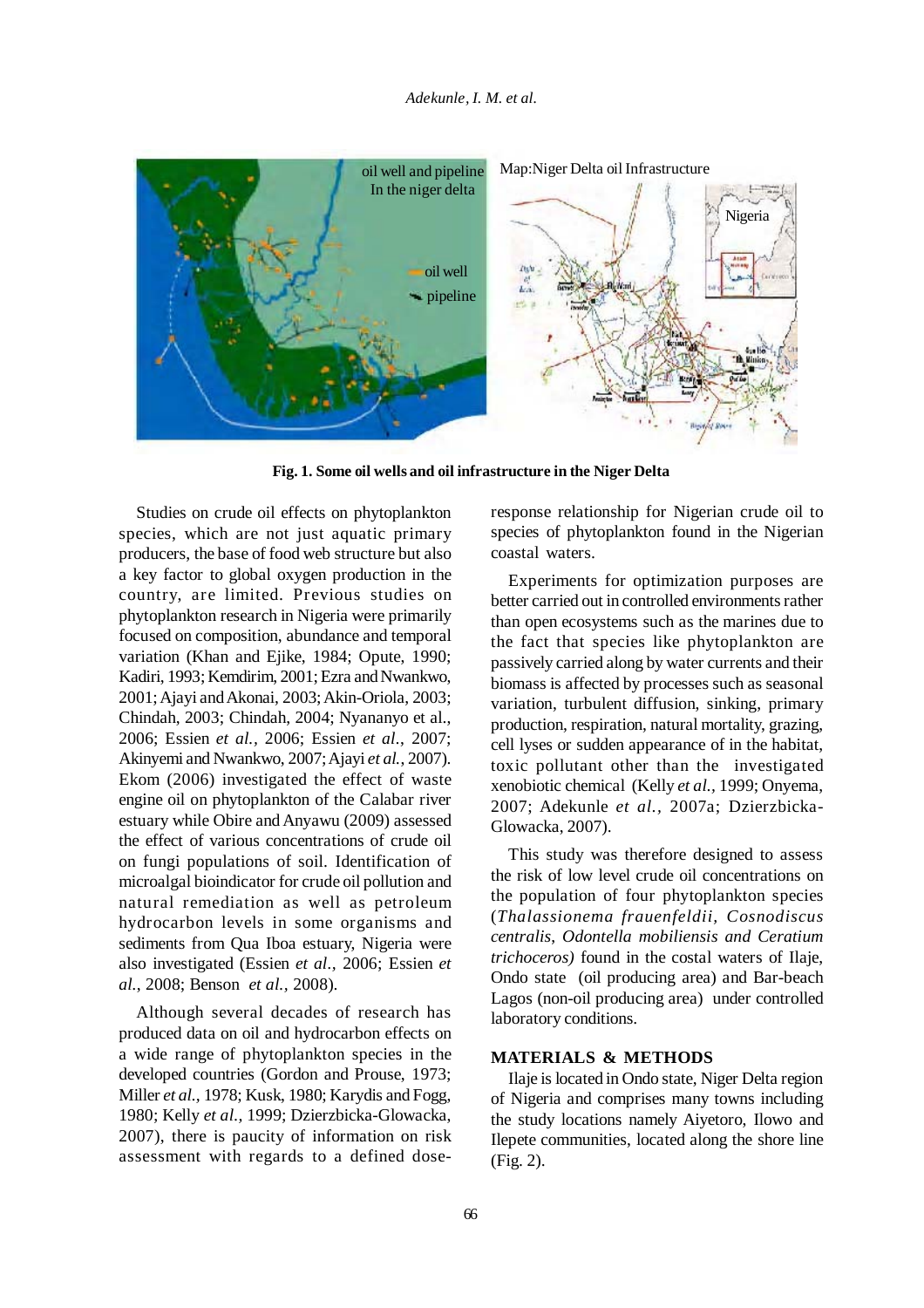**Fig. 1. Some oil wells and oil infrastructure in the Niger Delta**

Studies on crude oil effects on phytoplankton species, which are not just aquatic primary producers, the base of food web structure but also a key factor to global oxygen production in the country, are limited. Previous studies on phytoplankton research in Nigeria were primarily focused on composition, abundance and temporal variation (Khan and Ejike, 1984; Opute, 1990; Kadiri, 1993; Kemdirim, 2001; Ezra and Nwankwo, 2001; Ajayi and Akonai, 2003; Akin-Oriola, 2003; Chindah, 2003; Chindah, 2004; Nyananyo et al., 2006; Essien *et al.,* 2006; Essien *et al.,* 2007; Akinyemi and Nwankwo, 2007; Ajayi *et al.,* 2007). Ekom (2006) investigated the effect of waste engine oil on phytoplankton of the Calabar river estuary while Obire and Anyawu (2009) assessed the effect of various concentrations of crude oil on fungi populations of soil. Identification of microalgal bioindicator for crude oil pollution and natural remediation as well as petroleum hydrocarbon levels in some organisms and sediments from Qua Iboa estuary, Nigeria were also investigated (Essien *et al.,* 2006; Essien *et al.*, 2008; Benson *et al.,* 2008).

Although several decades of research has produced data on oil and hydrocarbon effects on a wide range of phytoplankton species in the developed countries (Gordon and Prouse, 1973; Miller *et al.,* 1978; Kusk, 1980; Karydis and Fogg, 1980; Kelly *et al.,* 1999; Dzierzbicka-Glowacka, 2007), there is paucity of information on risk assessment with regards to a defined dose-response relationship for Nigerian crude oil to species of phytoplankton found in the Nigerian coastal waters.

Experiments for optimization purposes are better carried out in controlled environments rather than open ecosystems such as the marines due to the fact that species like phytoplankton are passively carried along by water currents and their biomass is affected by processes such as seasonal variation, turbulent diffusion, sinking, primary production, respiration, natural mortality, grazing, cell lyses or sudden appearance of in the habitat, toxic pollutant other than the investigated xenobiotic chemical (Kelly *et al.,* 1999; Onyema, 2007; Adekunle *et al.,* 2007a; Dzierzbicka-Glowacka, 2007).

This study was therefore designed to assess the risk of low level crude oil concentrations on the population of four phytoplankton species (*Thalassionema frauenfeldii, Cosnodiscus centralis, Odontella mobiliensis and Ceratium trichoceros)* found in the costal waters of Ilaje, Ondo state (oil producing area) and Bar-beach Lagos (non-oil producing area) under controlled laboratory conditions.

## MATERIALS & METHODS

Ilaje is located in Ondo state, Niger Delta region of Nigeria and comprises many towns including the study locations namely Aiyetoro, Ilowo and Ilepete communities, located along the shore line (Fig. 2).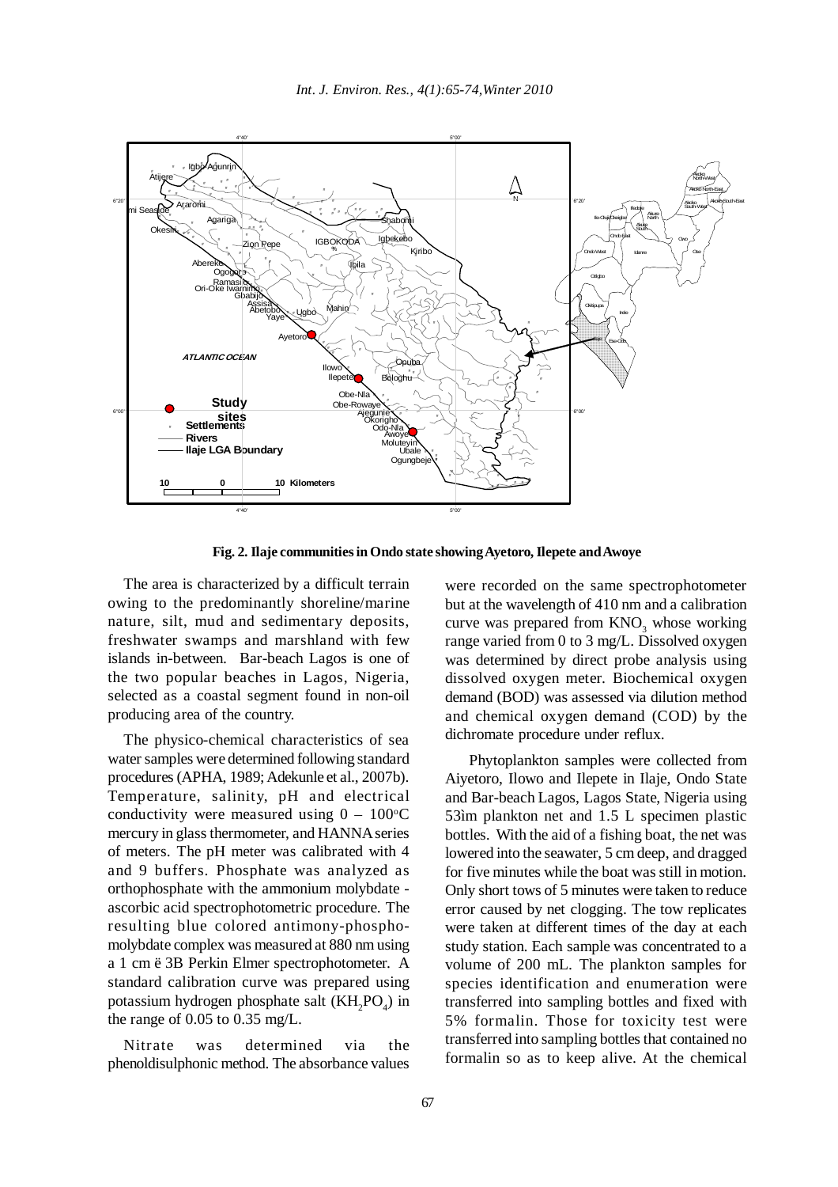Fig. 2. Ilaje communities in Ondo state showing Ayetoro, Ilepete and Awoye

The area is characterized by a difficult terrain owing to the predominantly shoreline/marine nature, silt, mud and sedimentary deposits, freshwater swamps and marshland with few islands in-between. Bar-beach Lagos is one of the two popular beaches in Lagos, Nigeria, selected as a coastal segment found in non-oil producing area of the country.

The physico-chemical characteristics of sea water samples were determined following standard procedures (APHA, 1989; Adekunle et al., 2007b). Temperature, salinity, pH and electrical conductivity were measured using 0 – 100°C mercury in glass thermometer, and HANNA series of meters. The pH meter was calibrated with 4 and 9 buffers. Phosphate was analyzed as orthophosphate with the ammonium molybdate - ascorbic acid spectrophotometric procedure. The resulting blue colored antimony-phospho-molybdate complex was measured at 880 nm using a 1 cm ë 3B Perkin Elmer spectrophotometer. A standard calibration curve was prepared using potassium hydrogen phosphate salt ($KH_2PO_4$) in the range of 0.05 to 0.35 mg/L.

Nitrate was determined via the phenoldisulphonic method. The absorbance values were recorded on the same spectrophotometer but at the wavelength of 410 nm and a calibration curve was prepared from $KNO_3$ whose working range varied from 0 to 3 mg/L. Dissolved oxygen was determined by direct probe analysis using dissolved oxygen meter. Biochemical oxygen demand (BOD) was assessed via dilution method and chemical oxygen demand (COD) by the dichromate procedure under reflux.

Phytoplankton samples were collected from Aiyetoro, Ilowo and Ilepete in Ilaje, Ondo State and Bar-beach Lagos, Lagos State, Nigeria using 53ìm plankton net and 1.5 L specimen plastic bottles. With the aid of a fishing boat, the net was lowered into the seawater, 5 cm deep, and dragged for five minutes while the boat was still in motion. Only short tows of 5 minutes were taken to reduce error caused by net clogging. The tow replicates were taken at different times of the day at each study station. Each sample was concentrated to a volume of 200 mL. The plankton samples for species identification and enumeration were transferred into sampling bottles and fixed with 5% formalin. Those for toxicity test were transferred into sampling bottles that contained no formalin so as to keep alive. At the chemical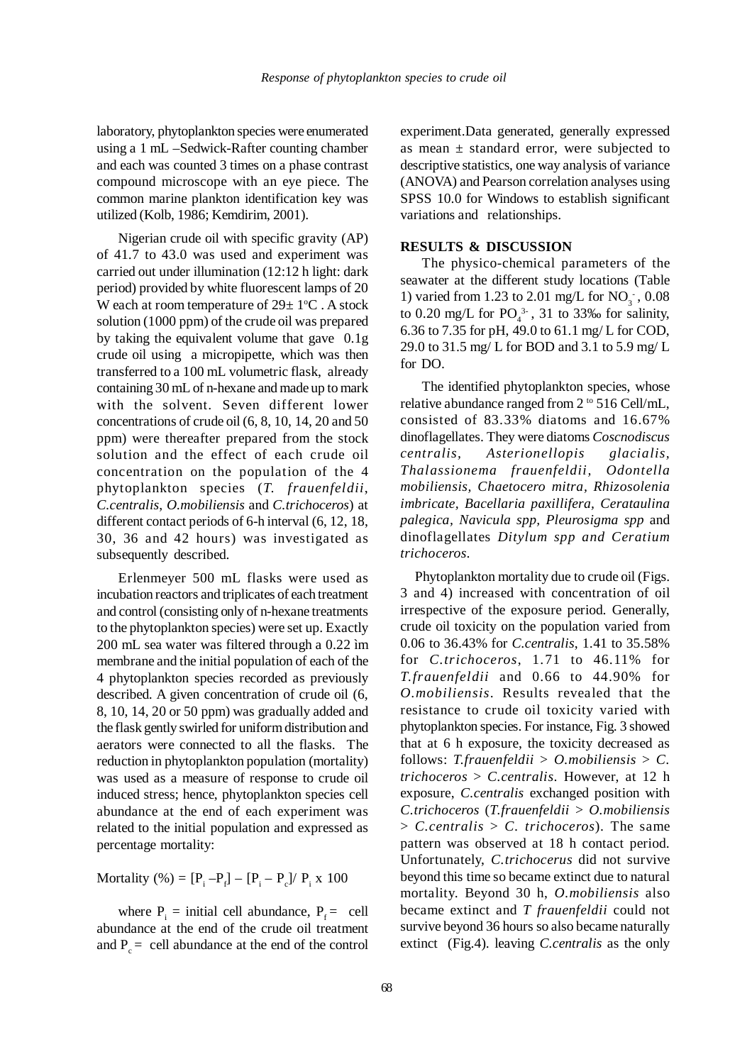laboratory, phytoplankton species were enumerated using a 1 mL –Sedwick-Rafter counting chamber and each was counted 3 times on a phase contrast compound microscope with an eye piece. The common marine plankton identification key was utilized (Kolb, 1986; Kemdirim, 2001).

Nigerian crude oil with specific gravity (AP) of 41.7 to 43.0 was used and experiment was carried out under illumination (12:12 h light: dark period) provided by white fluorescent lamps of 20 W each at room temperature of 29± 1$^{o}$C . A stock solution (1000 ppm) of the crude oil was prepared by taking the equivalent volume that gave 0.1g crude oil using a micropipette, which was then transferred to a 100 mL volumetric flask, already containing 30 mL of n-hexane and made up to mark with the solvent. Seven different lower concentrations of crude oil (6, 8, 10, 14, 20 and 50 ppm) were thereafter prepared from the stock solution and the effect of each crude oil concentration on the population of the 4 phytoplankton species (*T. frauenfeldii*, *C.centralis*, *O.mobiliensis* and *C.trichoceros*) at different contact periods of 6-h interval (6, 12, 18, 30, 36 and 42 hours) was investigated as subsequently described.

Erlenmeyer 500 mL flasks were used as incubation reactors and triplicates of each treatment and control (consisting only of n-hexane treatments to the phytoplankton species) were set up. Exactly 200 mL sea water was filtered through a 0.22 ìm membrane and the initial population of each of the 4 phytoplankton species recorded as previously described. A given concentration of crude oil (6, 8, 10, 14, 20 or 50 ppm) was gradually added and the flask gently swirled for uniform distribution and aerators were connected to all the flasks. The reduction in phytoplankton population (mortality) was used as a measure of response to crude oil induced stress; hence, phytoplankton species cell abundance at the end of each experiment was related to the initial population and expressed as percentage mortality:

Mortality (%) = $[P_i - P_f] - [P_i - P_c] / P_i \times 100$

where $P_i$ = initial cell abundance, $P_f$ = cell abundance at the end of the crude oil treatment and $P_c$ = cell abundance at the end of the control experiment.Data generated, generally expressed as mean ± standard error, were subjected to descriptive statistics, one way analysis of variance (ANOVA) and Pearson correlation analyses using SPSS 10.0 for Windows to establish significant variations and relationships.

## RESULTS & DISCUSSION

The physico-chemical parameters of the seawater at the different study locations (Table 1) varied from 1.23 to 2.01 mg/L for $NO_3^-$, 0.08 to 0.20 mg/L for $PO_4^{3-}$, 31 to 33‰ for salinity, 6.36 to 7.35 for pH, 49.0 to 61.1 mg/ L for COD, 29.0 to 31.5 mg/ L for BOD and 3.1 to 5.9 mg/ L for DO.

The identified phytoplankton species, whose relative abundance ranged from 2 to 516 Cell/mL, consisted of 83.33% diatoms and 16.67% dinoflagellates. They were diatoms *Coscnodiscus centralis, Asterionellopis glacialis, Thalassionema frauenfeldii, Odontella mobiliensis, Chaetocero mitra, Rhizosolenia imbricate, Bacellaria paxillifera, Cerataulina palegica, Navicula spp, Pleurosigma spp* and dinoflagellates *Ditylum spp and Ceratium trichoceros*.

Phytoplankton mortality due to crude oil (Figs. 3 and 4) increased with concentration of oil irrespective of the exposure period. Generally, crude oil toxicity on the population varied from 0.06 to 36.43% for *C.centralis*, 1.41 to 35.58% for *C.trichoceros*, 1.71 to 46.11% for *T.frauenfeldii* and 0.66 to 44.90% for *O.mobiliensis*. Results revealed that the resistance to crude oil toxicity varied with phytoplankton species. For instance, Fig. 3 showed that at 6 h exposure, the toxicity decreased as follows: *T.frauenfeldii* > *O.mobiliensis* > *C. trichoceros* > *C.centralis*. However, at 12 h exposure, *C.centralis* exchanged position with *C.trichoceros* (*T.frauenfeldii* > *O.mobiliensis* > *C.centralis* > *C. trichoceros*). The same pattern was observed at 18 h contact period. Unfortunately, *C.trichocerus* did not survive beyond this time so became extinct due to natural mortality. Beyond 30 h, *O.mobiliensis* also became extinct and *T frauenfeldii* could not survive beyond 36 hours so also became naturally extinct (Fig.4). leaving *C.centralis* as the only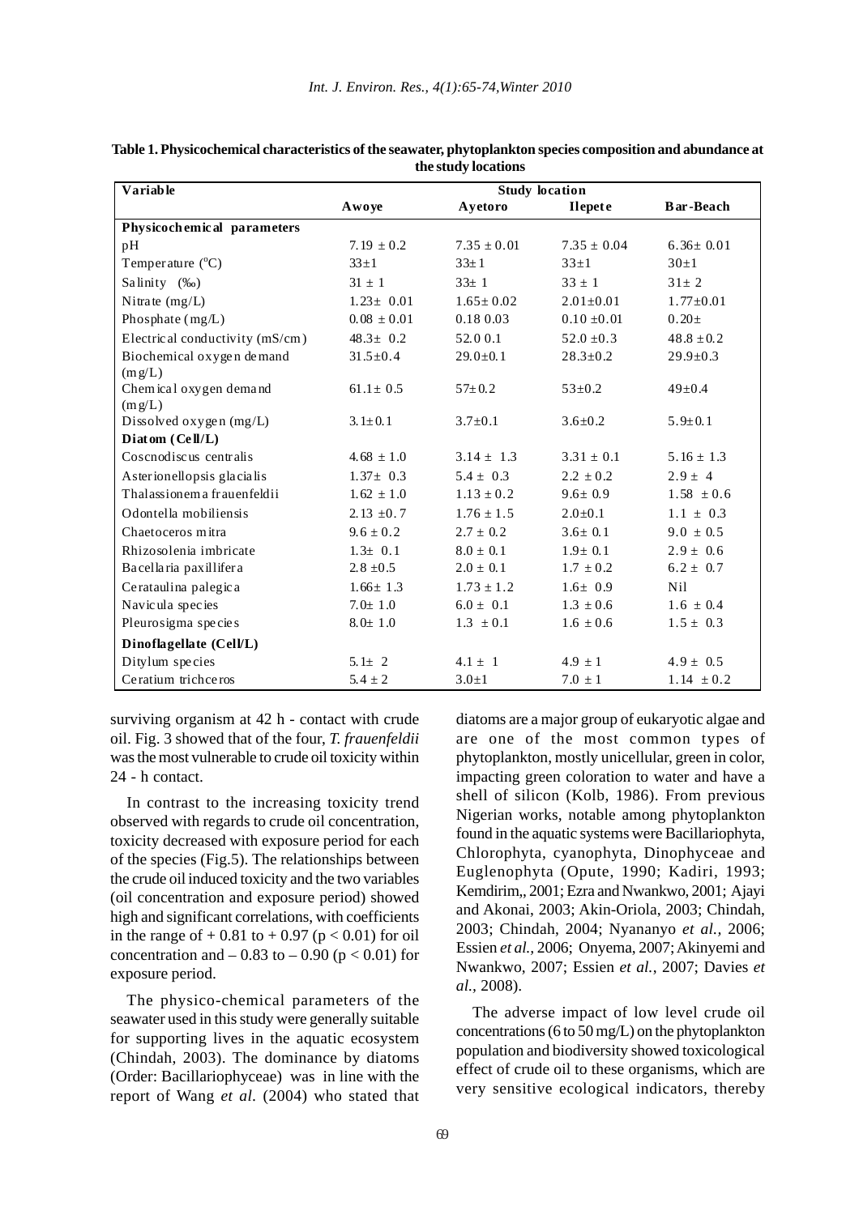**Table 1. Physicochemical characteristics of the seawater, phytoplankton species composition and abundance at the study locations**

| Variable | Study location | | | |
|---|---|---|---|---|
| | Awoye | Ayetoro | Ilepete | Bar-Beach |
| **Physicochemical parameters** | | | | |
| pH | 7.19 ± 0.2 | 7.35 ± 0.01 | 7.35 ± 0.04 | 6.36± 0.01 |
| Temperature (°C) | 33±1 | 33±1 | 33±1 | 30±1 |
| Salinity (‰) | 31 ± 1 | 33± 1 | 33 ± 1 | 31± 2 |
| Nitrate (mg/L) | 1.23± 0.01 | 1.65± 0.02 | 2.01±0.01 | 1.77±0.01 |
| Phosphate (mg/L) | 0.08 ± 0.01 | 0.18 0.03 | 0.10 ±0.01 | 0.20± |
| Electrical conductivity (mS/cm) | 48.3± 0.2 | 52.0 0.1 | 52.0 ±0.3 | 48.8 ±0.2 |
| Biochemical oxygen demand (mg/L) | 31.5±0.4 | 29.0±0.1 | 28.3±0.2 | 29.9±0.3 |
| Chemical oxygen demand (mg/L) | 61.1± 0.5 | 57±0.2 | 53±0.2 | 49±0.4 |
| Dissolved oxygen (mg/L) | 3.1±0.1 | 3.7±0.1 | 3.6±0.2 | 5.9±0.1 |
| **Diatom (Cell/L)** | | | | |
| Coscnodiscus centralis | 4.68 ± 1.0 | 3.14 ± 1.3 | 3.31 ± 0.1 | 5.16 ± 1.3 |
| Asterionellopsis glacialis | 1.37± 0.3 | 5.4 ± 0.3 | 2.2 ± 0.2 | 2.9 ± 4 |
| Thalassionema frauenfeldii | 1.62 ± 1.0 | 1.13 ± 0.2 | 9.6± 0.9 | 1.58 ± 0.6 |
| Odontella mobiliensis | 2.13 ±0.7 | 1.76 ± 1.5 | 2.0±0.1 | 1.1 ± 0.3 |
| Chaetoceros mitra | 9.6 ± 0.2 | 2.7 ± 0.2 | 3.6± 0.1 | 9.0 ± 0.5 |
| Rhizosolenia imbricate | 1.3± 0.1 | 8.0 ± 0.1 | 1.9± 0.1 | 2.9 ± 0.6 |
| Bacellaria paxillifera | 2.8 ±0.5 | 2.0 ± 0.1 | 1.7 ± 0.2 | 6.2 ± 0.7 |
| Cerataulina palegica | 1.66± 1.3 | 1.73 ± 1.2 | 1.6± 0.9 | Nil |
| Navicula species | 7.0± 1.0 | 6.0 ± 0.1 | 1.3 ± 0.6 | 1.6 ± 0.4 |
| Pleurosigma species | 8.0± 1.0 | 1.3 ± 0.1 | 1.6 ± 0.6 | 1.5 ± 0.3 |
| **Dinoflagellate (Cell/L)** | | | | |
| Ditylum species | 5.1± 2 | 4.1 ± 1 | 4.9 ± 1 | 4.9 ± 0.5 |
| Ceratium trichceros | 5.4 ± 2 | 3.0±1 | 7.0 ± 1 | 1.14 ± 0.2 |

surviving organism at 42 h - contact with crude oil. Fig. 3 showed that of the four, *T. frauenfeldii* was the most vulnerable to crude oil toxicity within 24 - h contact.

In contrast to the increasing toxicity trend observed with regards to crude oil concentration, toxicity decreased with exposure period for each of the species (Fig.5). The relationships between the crude oil induced toxicity and the two variables (oil concentration and exposure period) showed high and significant correlations, with coefficients in the range of + 0.81 to + 0.97 ($p < 0.01$) for oil concentration and – 0.83 to – 0.90 ($p < 0.01$) for exposure period.

The physico-chemical parameters of the seawater used in this study were generally suitable for supporting lives in the aquatic ecosystem (Chindah, 2003). The dominance by diatoms (Order: Bacillariophyceae) was in line with the report of Wang *et al.* (2004) who stated that diatoms are a major group of eukaryotic algae and are one of the most common types of phytoplankton, mostly unicellular, green in color, impacting green coloration to water and have a shell of silicon (Kolb, 1986). From previous Nigerian works, notable among phytoplankton found in the aquatic systems were Bacillariophyta, Chlorophyta, cyanophyta, Dinophyceae and Euglenophyta (Opute, 1990; Kadiri, 1993; Kemdirim,, 2001; Ezra and Nwankwo, 2001; Ajayi and Akonai, 2003; Akin-Oriola, 2003; Chindah, 2003; Chindah, 2004; Nyananyo *et al.,* 2006; Essien *et al.,* 2006; Onyema, 2007; Akinyemi and Nwankwo, 2007; Essien *et al.*, 2007; Davies *et al.*, 2008).

The adverse impact of low level crude oil concentrations (6 to 50 mg/L) on the phytoplankton population and biodiversity showed toxicological effect of crude oil to these organisms, which are very sensitive ecological indicators, thereby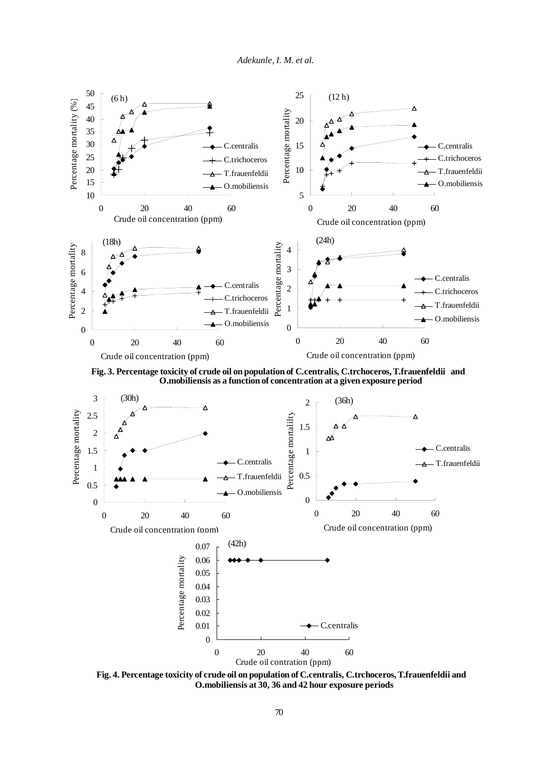Fig. 3. Percentage toxicity of crude oil on population of C.centralis, C.trchoceros, T.frauenfeldii and O.mobiliensis as a function of concentration at a given exposure period

Fig. 4. Percentage toxicity of crude oil on population of C.centralis, C.trchoceros, T.frauenfeldii and O.mobiliensis at 30, 36 and 42 hour exposure periods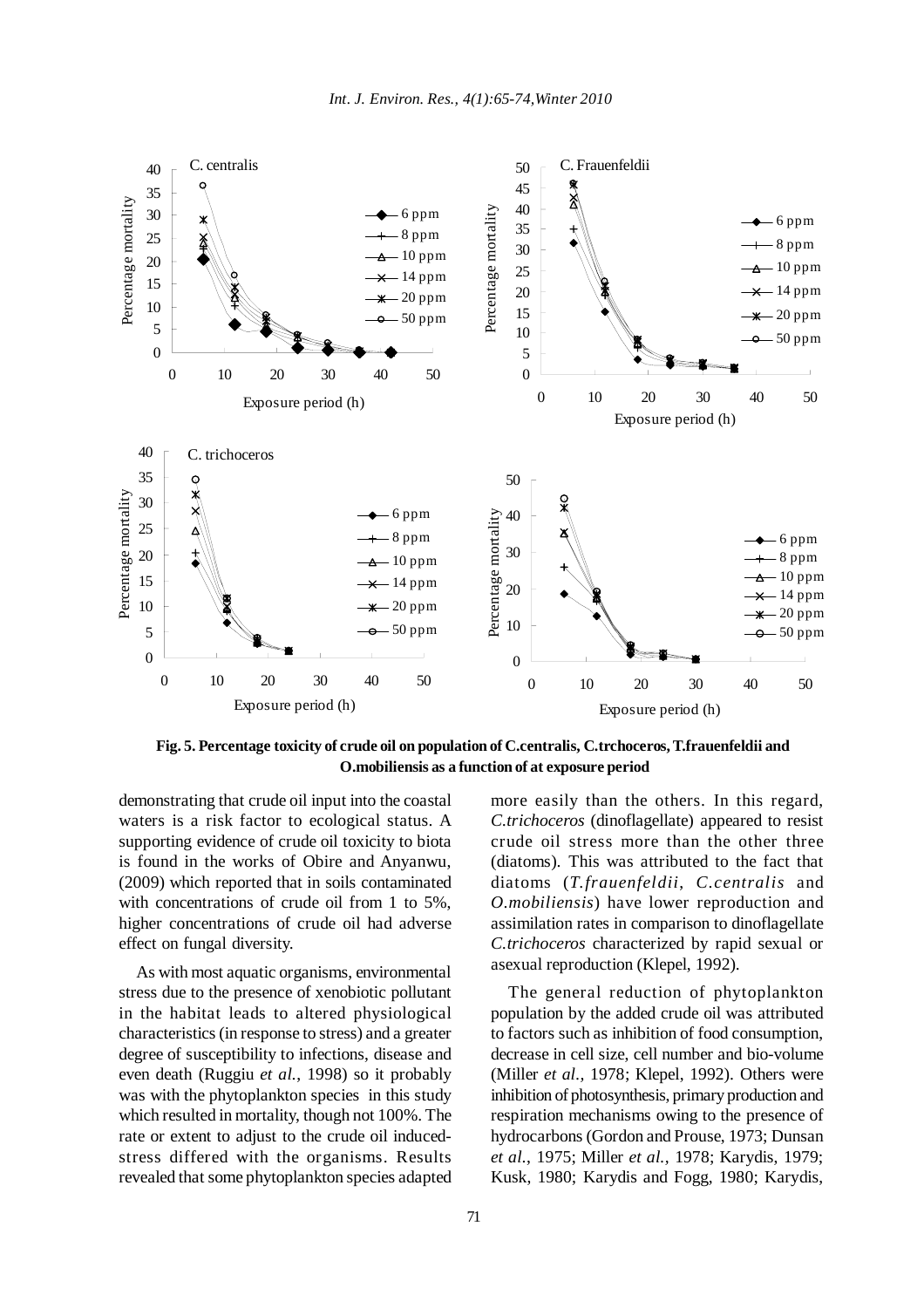**Fig. 5. Percentage toxicity of crude oil on population of C.centralis, C.trchoceros, T.frauenfeldii and O.mobiliensis as a function of at exposure period**

demonstrating that crude oil input into the coastal waters is a risk factor to ecological status. A supporting evidence of crude oil toxicity to biota is found in the works of Obire and Anyanwu, (2009) which reported that in soils contaminated with concentrations of crude oil from 1 to 5%, higher concentrations of crude oil had adverse effect on fungal diversity.

As with most aquatic organisms, environmental stress due to the presence of xenobiotic pollutant in the habitat leads to altered physiological characteristics (in response to stress) and a greater degree of susceptibility to infections, disease and even death (Ruggiu *et al.*, 1998) so it probably was with the phytoplankton species in this study which resulted in mortality, though not 100%. The rate or extent to adjust to the crude oil induced-stress differed with the organisms. Results revealed that some phytoplankton species adapted more easily than the others. In this regard, *C.trichoceros* (dinoflagellate) appeared to resist crude oil stress more than the other three (diatoms). This was attributed to the fact that diatoms (*T.frauenfeldii*, *C.centralis* and *O.mobiliensis*) have lower reproduction and assimilation rates in comparison to dinoflagellate *C.trichoceros* characterized by rapid sexual or asexual reproduction (Klepel, 1992).

The general reduction of phytoplankton population by the added crude oil was attributed to factors such as inhibition of food consumption, decrease in cell size, cell number and bio-volume (Miller *et al.,* 1978; Klepel, 1992). Others were inhibition of photosynthesis, primary production and respiration mechanisms owing to the presence of hydrocarbons (Gordon and Prouse, 1973; Dunsan *et al.*, 1975; Miller *et al.,* 1978; Karydis, 1979; Kusk, 1980; Karydis and Fogg, 1980; Karydis,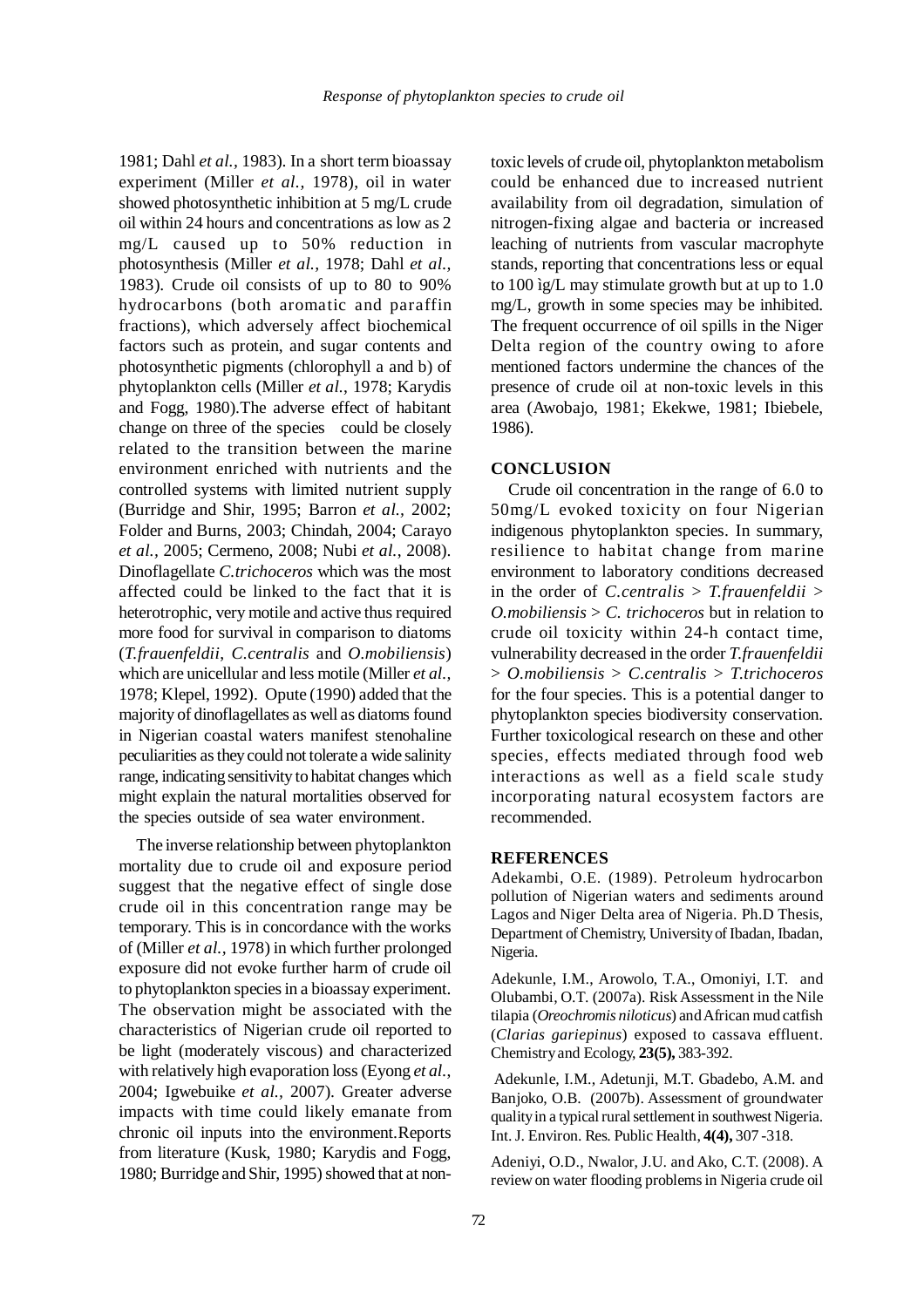1981; Dahl *et al.*, 1983). In a short term bioassay experiment (Miller *et al.*, 1978), oil in water showed photosynthetic inhibition at 5 mg/L crude oil within 24 hours and concentrations as low as 2 mg/L caused up to 50% reduction in photosynthesis (Miller *et al.*, 1978; Dahl *et al.*, 1983). Crude oil consists of up to 80 to 90% hydrocarbons (both aromatic and paraffin fractions), which adversely affect biochemical factors such as protein, and sugar contents and photosynthetic pigments (chlorophyll a and b) of phytoplankton cells (Miller *et al.*, 1978; Karydis and Fogg, 1980).The adverse effect of habitant change on three of the species could be closely related to the transition between the marine environment enriched with nutrients and the controlled systems with limited nutrient supply (Burridge and Shir, 1995; Barron *et al.*, 2002; Folder and Burns, 2003; Chindah, 2004; Carayo *et al.*, 2005; Cermeno, 2008; Nubi *et al.*, 2008). Dinoflagellate *C.trichoceros* which was the most affected could be linked to the fact that it is heterotrophic, very motile and active thus required more food for survival in comparison to diatoms (*T.frauenfeldii*, *C.centralis* and *O.mobiliensis*) which are unicellular and less motile (Miller *et al.*, 1978; Klepel, 1992). Opute (1990) added that the majority of dinoflagellates as well as diatoms found in Nigerian coastal waters manifest stenohaline peculiarities as they could not tolerate a wide salinity range, indicating sensitivity to habitat changes which might explain the natural mortalities observed for the species outside of sea water environment.

The inverse relationship between phytoplankton mortality due to crude oil and exposure period suggest that the negative effect of single dose crude oil in this concentration range may be temporary. This is in concordance with the works of (Miller *et al.*, 1978) in which further prolonged exposure did not evoke further harm of crude oil to phytoplankton species in a bioassay experiment. The observation might be associated with the characteristics of Nigerian crude oil reported to be light (moderately viscous) and characterized with relatively high evaporation loss (Eyong *et al.*, 2004; Igwebuike *et al.*, 2007). Greater adverse impacts with time could likely emanate from chronic oil inputs into the environment.Reports from literature (Kusk, 1980; Karydis and Fogg, 1980; Burridge and Shir, 1995) showed that at non-toxic levels of crude oil, phytoplankton metabolism could be enhanced due to increased nutrient availability from oil degradation, simulation of nitrogen-fixing algae and bacteria or increased leaching of nutrients from vascular macrophyte stands, reporting that concentrations less or equal to 100 ìg/L may stimulate growth but at up to 1.0 mg/L, growth in some species may be inhibited. The frequent occurrence of oil spills in the Niger Delta region of the country owing to afore mentioned factors undermine the chances of the presence of crude oil at non-toxic levels in this area (Awobajo, 1981; Ekekwe, 1981; Ibiebele, 1986).

## CONCLUSION

Crude oil concentration in the range of 6.0 to 50mg/L evoked toxicity on four Nigerian indigenous phytoplankton species. In summary, resilience to habitat change from marine environment to laboratory conditions decreased in the order of *C.centralis* > *T.frauenfeldii* > *O.mobiliensis* > *C. trichoceros* but in relation to crude oil toxicity within 24-h contact time, vulnerability decreased in the order *T.frauenfeldii* > *O.mobiliensis* > *C.centralis* > *T.trichoceros* for the four species. This is a potential danger to phytoplankton species biodiversity conservation. Further toxicological research on these and other species, effects mediated through food web interactions as well as a field scale study incorporating natural ecosystem factors are recommended.

## REFERENCES

Adekambi, O.E. (1989). Petroleum hydrocarbon pollution of Nigerian waters and sediments around Lagos and Niger Delta area of Nigeria. Ph.D Thesis, Department of Chemistry, University of Ibadan, Ibadan, Nigeria.

Adekunle, I.M., Arowolo, T.A., Omoniyi, I.T. and Olubambi, O.T. (2007a). Risk Assessment in the Nile tilapia (*Oreochromis niloticus*) and African mud catfish (*Clarias gariepinus*) exposed to cassava effluent. Chemistry and Ecology, **23(5),** 383-392.

Adekunle, I.M., Adetunji, M.T. Gbadebo, A.M. and Banjoko, O.B. (2007b). Assessment of groundwater quality in a typical rural settlement in southwest Nigeria. Int. J. Environ. Res. Public Health, **4(4),** 307 -318.

Adeniyi, O.D., Nwalor, J.U. and Ako, C.T. (2008). A review on water flooding problems in Nigeria crude oil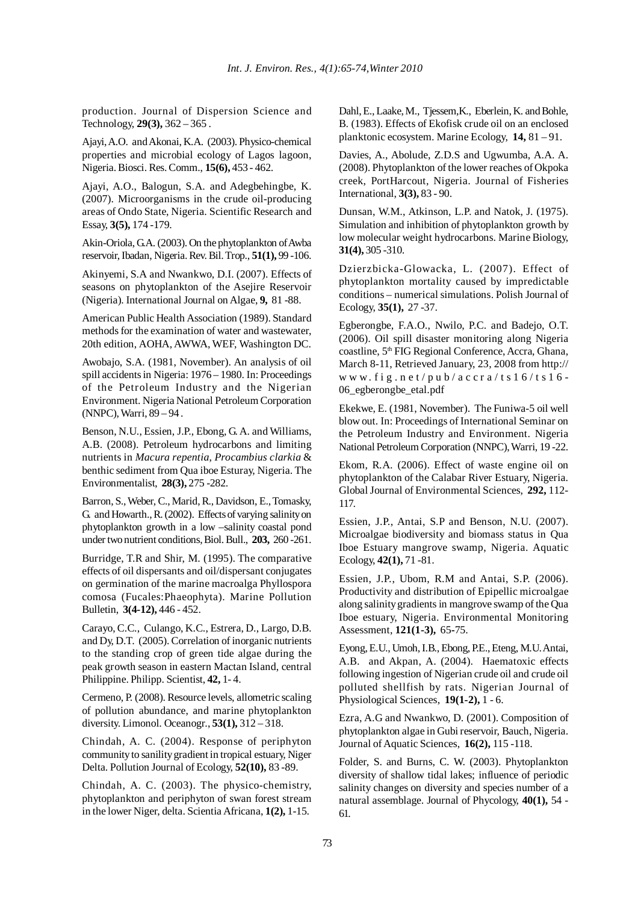production. Journal of Dispersion Science and Technology, **29(3),** 362 – 365 .

Ajayi, A.O. and Akonai, K.A. (2003). Physico-chemical properties and microbial ecology of Lagos lagoon, Nigeria. Biosci. Res. Comm., **15(6),** 453 - 462.

Ajayi, A.O., Balogun, S.A. and Adegbehingbe, K. (2007). Microorganisms in the crude oil-producing areas of Ondo State, Nigeria. Scientific Research and Essay, **3(5),** 174 -179.

Akin-Oriola, G.A. (2003). On the phytoplankton of Awba reservoir, Ibadan, Nigeria. Rev. Bil. Trop., **51(1),** 99 -106.

Akinyemi, S.A and Nwankwo, D.I. (2007). Effects of seasons on phytoplankton of the Asejire Reservoir (Nigeria). International Journal on Algae, **9,** 81 -88.

American Public Health Association (1989). Standard methods for the examination of water and wastewater, 20th edition, AOHA, AWWA, WEF, Washington DC.

Awobajo, S.A. (1981, November). An analysis of oil spill accidents in Nigeria: 1976 – 1980. In: Proceedings of the Petroleum Industry and the Nigerian Environment. Nigeria National Petroleum Corporation (NNPC), Warri, 89 – 94 .

Benson, N.U., Essien, J.P., Ebong, G. A. and Williams, A.B. (2008). Petroleum hydrocarbons and limiting nutrients in *Macura repentia, Procambius clarkia* & benthic sediment from Qua iboe Esturay, Nigeria. The Environmentalist, **28(3),** 275 -282.

Barron, S., Weber, C., Marid, R., Davidson, E., Tomasky, G. and Howarth., R. (2002). Effects of varying salinity on phytoplankton growth in a low –salinity coastal pond under two nutrient conditions, Biol. Bull., **203,** 260 -261.

Burridge, T.R and Shir, M. (1995). The comparative effects of oil dispersants and oil/dispersant conjugates on germination of the marine macroalga Phyllospora comosa (Fucales:Phaeophyta). Marine Pollution Bulletin, **3(4-12),** 446 - 452.

Carayo, C.C., Culango, K.C., Estrera, D., Largo, D.B. and Dy, D.T. (2005). Correlation of inorganic nutrients to the standing crop of green tide algae during the peak growth season in eastern Mactan Island, central Philippine. Philipp. Scientist, **42,** 1- 4.

Cermeno, P. (2008). Resource levels, allometric scaling of pollution abundance, and marine phytoplankton diversity. Limonol. Oceanogr., **53(1),** 312 – 318.

Chindah, A. C. (2004). Response of periphyton community to sanility gradient in tropical estuary, Niger Delta. Pollution Journal of Ecology, **52(10),** 83 -89.

Chindah, A. C. (2003). The physico-chemistry, phytoplankton and periphyton of swan forest stream in the lower Niger, delta. Scientia Africana, **1(2),** 1-15.

Dahl, E., Laake, M., Tjessem,K., Eberlein, K. and Bohle, B. (1983). Effects of Ekofisk crude oil on an enclosed planktonic ecosystem. Marine Ecology, **14,** 81 – 91.

Davies, A., Abolude, Z.D.S and Ugwumba, A.A. A. (2008). Phytoplankton of the lower reaches of Okpoka creek, PortHarcout, Nigeria. Journal of Fisheries International, **3(3),** 83 - 90.

Dunsan, W.M., Atkinson, L.P. and Natok, J. (1975). Simulation and inhibition of phytoplankton growth by low molecular weight hydrocarbons. Marine Biology, **31(4),** 305 -310.

Dzierzbicka-Glowacka, L. (2007). Effect of phytoplankton mortality caused by impredictable conditions – numerical simulations. Polish Journal of Ecology, **35(1),** 27 -37.

Egberongbe, F.A.O., Nwilo, P.C. and Badejo, O.T. (2006). Oil spill disaster monitoring along Nigeria coastline, 5th FIG Regional Conference, Accra, Ghana, March 8-11, Retrieved January, 23, 2008 from http://www.fig.net/pub/accra/ts16/ts16-06_egberongbe_etal.pdf

Ekekwe, E. (1981, November). The Funiwa-5 oil well blow out. In: Proceedings of International Seminar on the Petroleum Industry and Environment. Nigeria National Petroleum Corporation (NNPC), Warri, 19 -22.

Ekom, R.A. (2006). Effect of waste engine oil on phytoplankton of the Calabar River Estuary, Nigeria. Global Journal of Environmental Sciences, **292,** 112-117.

Essien, J.P., Antai, S.P and Benson, N.U. (2007). Microalgae biodiversity and biomass status in Qua Iboe Estuary mangrove swamp, Nigeria. Aquatic Ecology, **42(1),** 71 -81.

Essien, J.P., Ubom, R.M and Antai, S.P. (2006). Productivity and distribution of Epipellic microalgae along salinity gradients in mangrove swamp of the Qua Iboe estuary, Nigeria. Environmental Monitoring Assessment, **121(1-3),** 65-75.

Eyong, E.U., Umoh, I.B., Ebong, P.E., Eteng, M.U. Antai, A.B. and Akpan, A. (2004). Haematoxic effects following ingestion of Nigerian crude oil and crude oil polluted shellfish by rats. Nigerian Journal of Physiological Sciences, **19(1-2),** 1 - 6.

Ezra, A.G and Nwankwo, D. (2001). Composition of phytoplankton algae in Gubi reservoir, Bauch, Nigeria. Journal of Aquatic Sciences, **16(2),** 115 -118.

Folder, S. and Burns, C. W. (2003). Phytoplankton diversity of shallow tidal lakes; influence of periodic salinity changes on diversity and species number of a natural assemblage. Journal of Phycology, **40(1),** 54 - 61.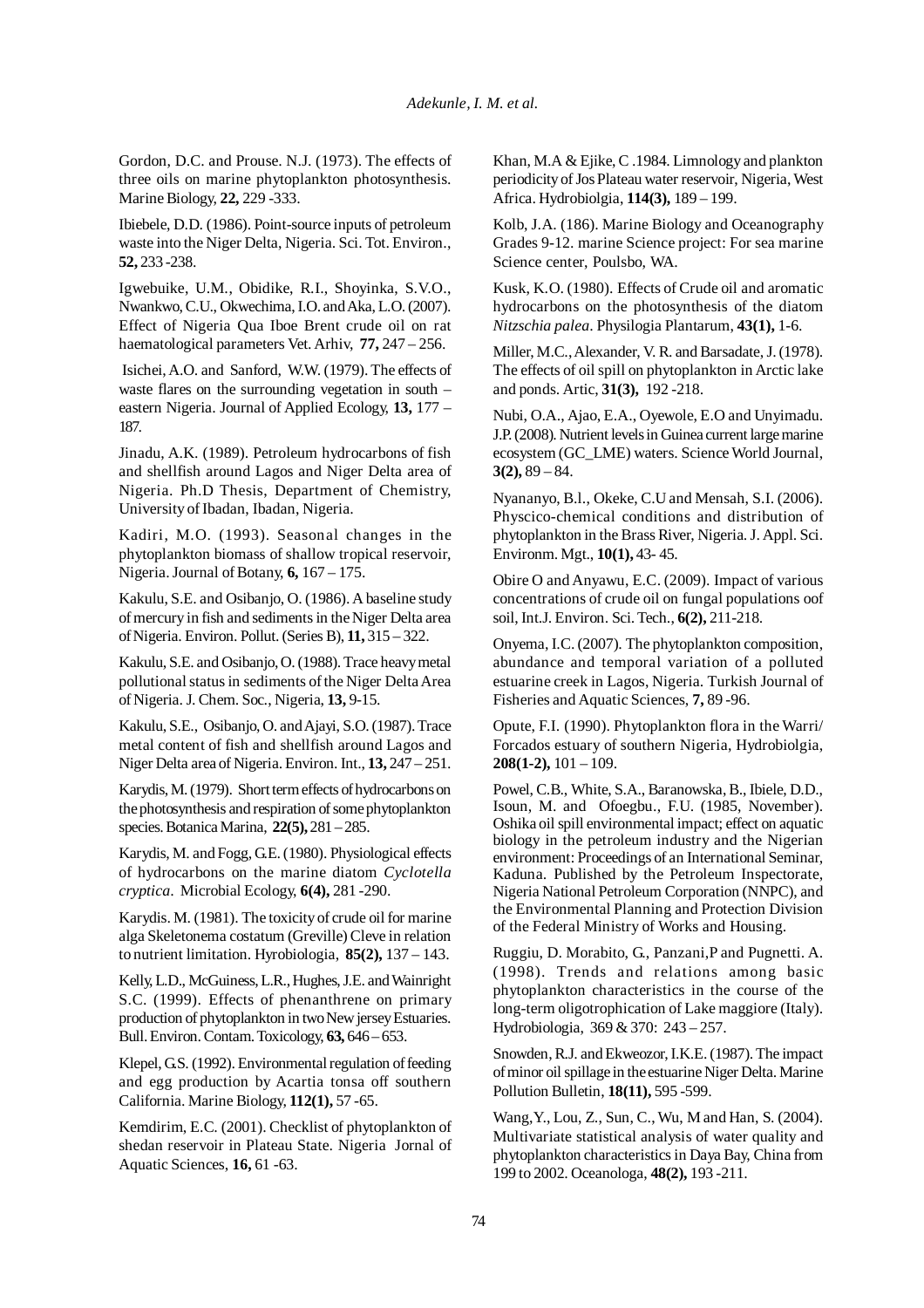Gordon, D.C. and Prouse. N.J. (1973). The effects of three oils on marine phytoplankton photosynthesis. Marine Biology, **22,** 229 -333.

Ibiebele, D.D. (1986). Point-source inputs of petroleum waste into the Niger Delta, Nigeria. Sci. Tot. Environ., **52,** 233 -238.

Igwebuike, U.M., Obidike, R.I., Shoyinka, S.V.O., Nwankwo, C.U., Okwechima, I.O. and Aka, L.O. (2007). Effect of Nigeria Qua Iboe Brent crude oil on rat haematological parameters Vet. Arhiv, **77,** 247 – 256.

Isichei, A.O. and Sanford, W.W. (1979). The effects of waste flares on the surrounding vegetation in south – eastern Nigeria. Journal of Applied Ecology, **13,** 177 – 187.

Jinadu, A.K. (1989). Petroleum hydrocarbons of fish and shellfish around Lagos and Niger Delta area of Nigeria. Ph.D Thesis, Department of Chemistry, University of Ibadan, Ibadan, Nigeria.

Kadiri, M.O. (1993). Seasonal changes in the phytoplankton biomass of shallow tropical reservoir, Nigeria. Journal of Botany, **6,** 167 – 175.

Kakulu, S.E. and Osibanjo, O. (1986). A baseline study of mercury in fish and sediments in the Niger Delta area of Nigeria. Environ. Pollut. (Series B), **11,** 315 – 322.

Kakulu, S.E. and Osibanjo, O. (1988). Trace heavy metal pollutional status in sediments of the Niger Delta Area of Nigeria. J. Chem. Soc., Nigeria, **13,** 9-15.

Kakulu, S.E., Osibanjo, O. and Ajayi, S.O. (1987). Trace metal content of fish and shellfish around Lagos and Niger Delta area of Nigeria. Environ. Int., **13,** 247 – 251.

Karydis, M. (1979). Short term effects of hydrocarbons on the photosynthesis and respiration of some phytoplankton species. Botanica Marina, **22(5),** 281 – 285.

Karydis, M. and Fogg, G.E. (1980). Physiological effects of hydrocarbons on the marine diatom *Cyclotella cryptica*. Microbial Ecology, **6(4),** 281 -290.

Karydis. M. (1981). The toxicity of crude oil for marine alga Skeletonema costatum (Greville) Cleve in relation to nutrient limitation. Hyrobiologia, **85(2),** 137 – 143.

Kelly, L.D., McGuiness, L.R., Hughes, J.E. and Wainright S.C. (1999). Effects of phenanthrene on primary production of phytoplankton in two New jersey Estuaries. Bull. Environ. Contam. Toxicology, **63,** 646 – 653.

Klepel, G.S. (1992). Environmental regulation of feeding and egg production by Acartia tonsa off southern California. Marine Biology, **112(1),** 57 -65.

Kemdirim, E.C. (2001). Checklist of phytoplankton of shedan reservoir in Plateau State. Nigeria Jornal of Aquatic Sciences, **16,** 61 -63.

Khan, M.A & Ejike, C .1984. Limnology and plankton periodicity of Jos Plateau water reservoir, Nigeria, West Africa. Hydrobiolgia, **114(3),** 189 – 199.

Kolb, J.A. (186). Marine Biology and Oceanography Grades 9-12. marine Science project: For sea marine Science center, Poulsbo, WA.

Kusk, K.O. (1980). Effects of Crude oil and aromatic hydrocarbons on the photosynthesis of the diatom *Nitzschia palea*. Physilogia Plantarum, **43(1),** 1-6.

Miller, M.C., Alexander, V. R. and Barsadate, J. (1978). The effects of oil spill on phytoplankton in Arctic lake and ponds. Artic, **31(3),** 192 -218.

Nubi, O.A., Ajao, E.A., Oyewole, E.O and Unyimadu. J.P. (2008). Nutrient levels in Guinea current large marine ecosystem (GC_LME) waters. Science World Journal, **3(2),** 89 – 84.

Nyananyo, B.l., Okeke, C.U and Mensah, S.I. (2006). Physcico-chemical conditions and distribution of phytoplankton in the Brass River, Nigeria. J. Appl. Sci. Environm. Mgt., **10(1),** 43- 45.

Obire O and Anyawu, E.C. (2009). Impact of various concentrations of crude oil on fungal populations oof soil, Int.J. Environ. Sci. Tech., **6(2),** 211-218.

Onyema, I.C. (2007). The phytoplankton composition, abundance and temporal variation of a polluted estuarine creek in Lagos, Nigeria. Turkish Journal of Fisheries and Aquatic Sciences, **7,** 89 -96.

Opute, F.I. (1990). Phytoplankton flora in the Warri/ Forcados estuary of southern Nigeria, Hydrobiolgia, **208(1-2),** 101 – 109.

Powel, C.B., White, S.A., Baranowska, B., Ibiele, D.D., Isoun, M. and Ofoegbu., F.U. (1985, November). Oshika oil spill environmental impact; effect on aquatic biology in the petroleum industry and the Nigerian environment: Proceedings of an International Seminar, Kaduna. Published by the Petroleum Inspectorate, Nigeria National Petroleum Corporation (NNPC), and the Environmental Planning and Protection Division of the Federal Ministry of Works and Housing.

Ruggiu, D. Morabito, G., Panzani,P and Pugnetti. A. (1998). Trends and relations among basic phytoplankton characteristics in the course of the long-term oligotrophication of Lake maggiore (Italy). Hydrobiologia, 369 & 370: 243 – 257.

Snowden, R.J. and Ekweozor, I.K.E. (1987). The impact of minor oil spillage in the estuarine Niger Delta. Marine Pollution Bulletin, **18(11),** 595 -599.

Wang,Y., Lou, Z., Sun, C., Wu, M and Han, S. (2004). Multivariate statistical analysis of water quality and phytoplankton characteristics in Daya Bay, China from 199 to 2002. Oceanologa, **48(2),** 193 -211.